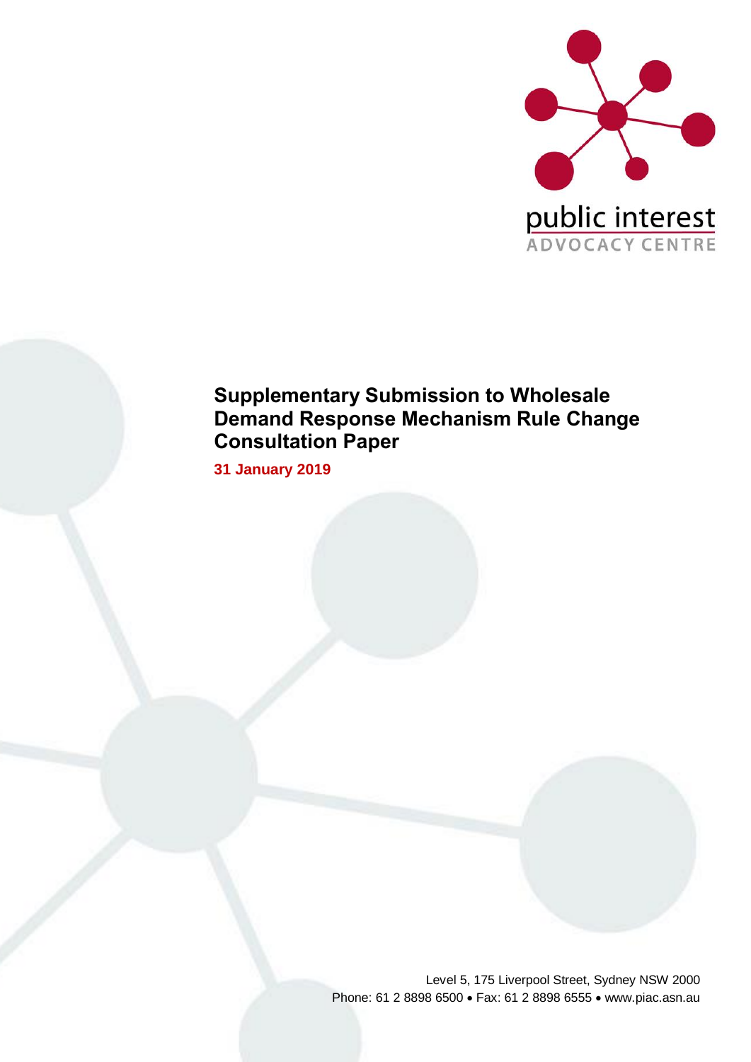public interest
ADVOCACY CENTRE

# Supplementary Submission to Wholesale Demand Response Mechanism Rule Change Consultation Paper

**31 January 2019**

Level 5, 175 Liverpool Street, Sydney NSW 2000
Phone: 61 2 8898 6500 • Fax: 61 2 8898 6555 • www.piac.asn.au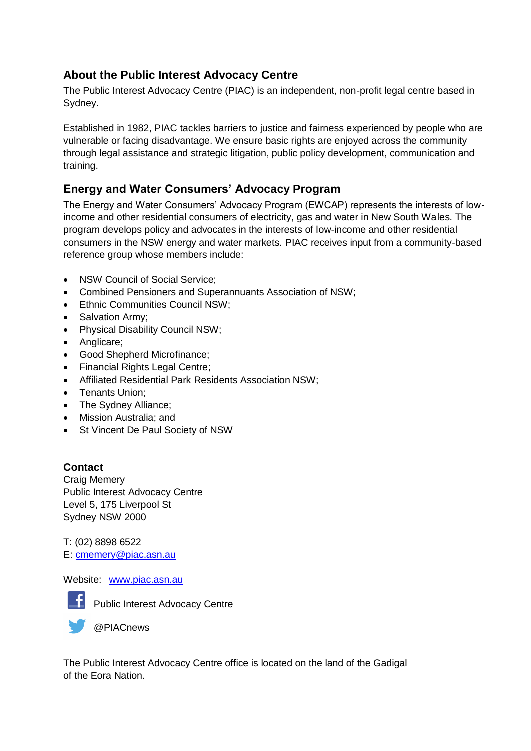## About the Public Interest Advocacy Centre

The Public Interest Advocacy Centre (PIAC) is an independent, non-profit legal centre based in Sydney.

Established in 1982, PIAC tackles barriers to justice and fairness experienced by people who are vulnerable or facing disadvantage. We ensure basic rights are enjoyed across the community through legal assistance and strategic litigation, public policy development, communication and training.

## Energy and Water Consumers' Advocacy Program

The Energy and Water Consumers' Advocacy Program (EWCAP) represents the interests of low-income and other residential consumers of electricity, gas and water in New South Wales. The program develops policy and advocates in the interests of low-income and other residential consumers in the NSW energy and water markets. PIAC receives input from a community-based reference group whose members include:

- NSW Council of Social Service;
- Combined Pensioners and Superannuants Association of NSW;
- Ethnic Communities Council NSW;
- Salvation Army;
- Physical Disability Council NSW;
- Anglicare;
- Good Shepherd Microfinance;
- Financial Rights Legal Centre;
- Affiliated Residential Park Residents Association NSW;
- Tenants Union;
- The Sydney Alliance;
- Mission Australia; and
- St Vincent De Paul Society of NSW

**Contact**
Craig Memery
Public Interest Advocacy Centre
Level 5, 175 Liverpool St
Sydney NSW 2000

T: (02) 8898 6522
E: cmemery@piac.asn.au

Website: www.piac.asn.au

Public Interest Advocacy Centre

@PIACnews

The Public Interest Advocacy Centre office is located on the land of the Gadigal of the Eora Nation.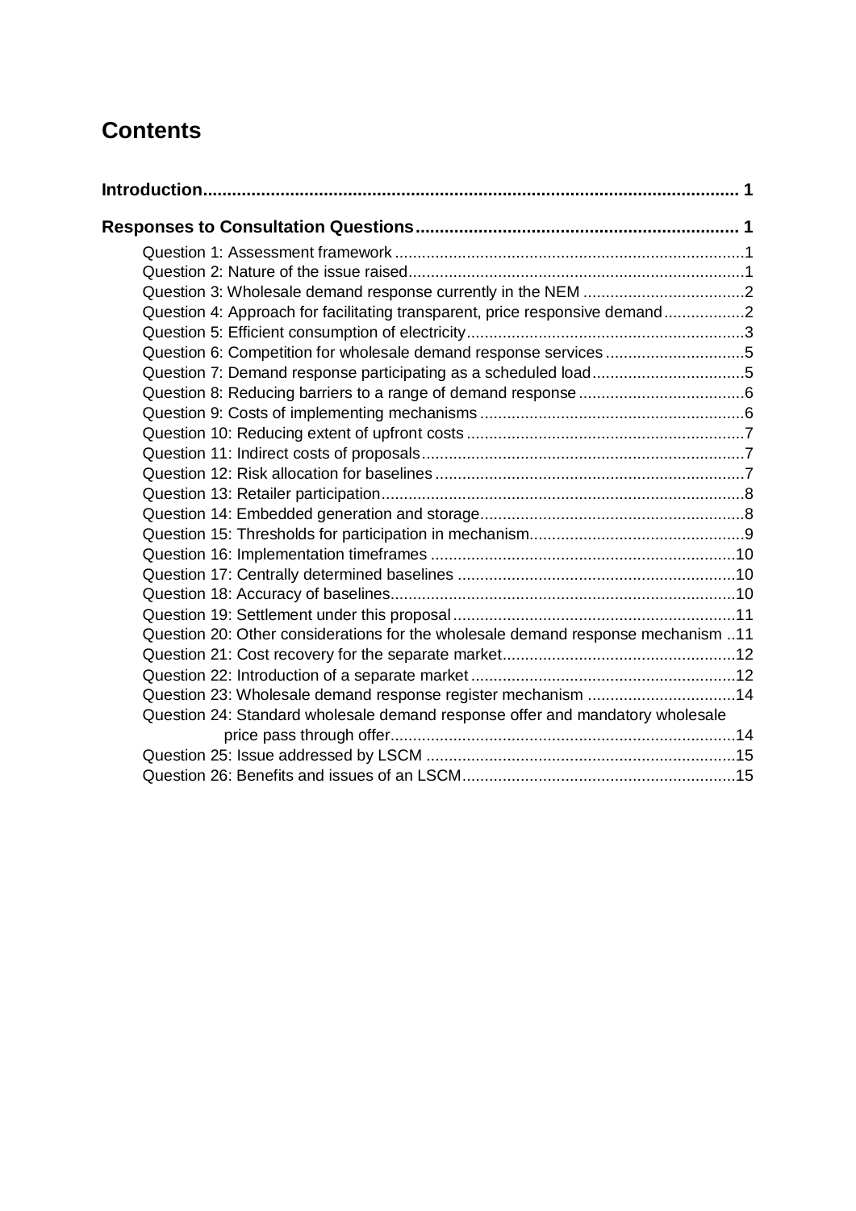## Contents

**Introduction.............................................................................................................. 1**

**Responses to Consultation Questions.................................................................. 1**

Question 1: Assessment framework ..............................................................................1
Question 2: Nature of the issue raised...........................................................................1
Question 3: Wholesale demand response currently in the NEM ....................................2
Question 4: Approach for facilitating transparent, price responsive demand..................2
Question 5: Efficient consumption of electricity..............................................................3
Question 6: Competition for wholesale demand response services ...............................5
Question 7: Demand response participating as a scheduled load..................................5
Question 8: Reducing barriers to a range of demand response .....................................6
Question 9: Costs of implementing mechanisms ...........................................................6
Question 10: Reducing extent of upfront costs ..............................................................7
Question 11: Indirect costs of proposals........................................................................7
Question 12: Risk allocation for baselines .....................................................................7
Question 13: Retailer participation.................................................................................8
Question 14: Embedded generation and storage...........................................................8
Question 15: Thresholds for participation in mechanism................................................9
Question 16: Implementation timeframes ....................................................................10
Question 17: Centrally determined baselines ..............................................................10
Question 18: Accuracy of baselines.............................................................................10
Question 19: Settlement under this proposal ...............................................................11
Question 20: Other considerations for the wholesale demand response mechanism ..11
Question 21: Cost recovery for the separate market....................................................12
Question 22: Introduction of a separate market ...........................................................12
Question 23: Wholesale demand response register mechanism .................................14
Question 24: Standard wholesale demand response offer and mandatory wholesale price pass through offer.............................................................................14
Question 25: Issue addressed by LSCM .....................................................................15
Question 26: Benefits and issues of an LSCM.............................................................15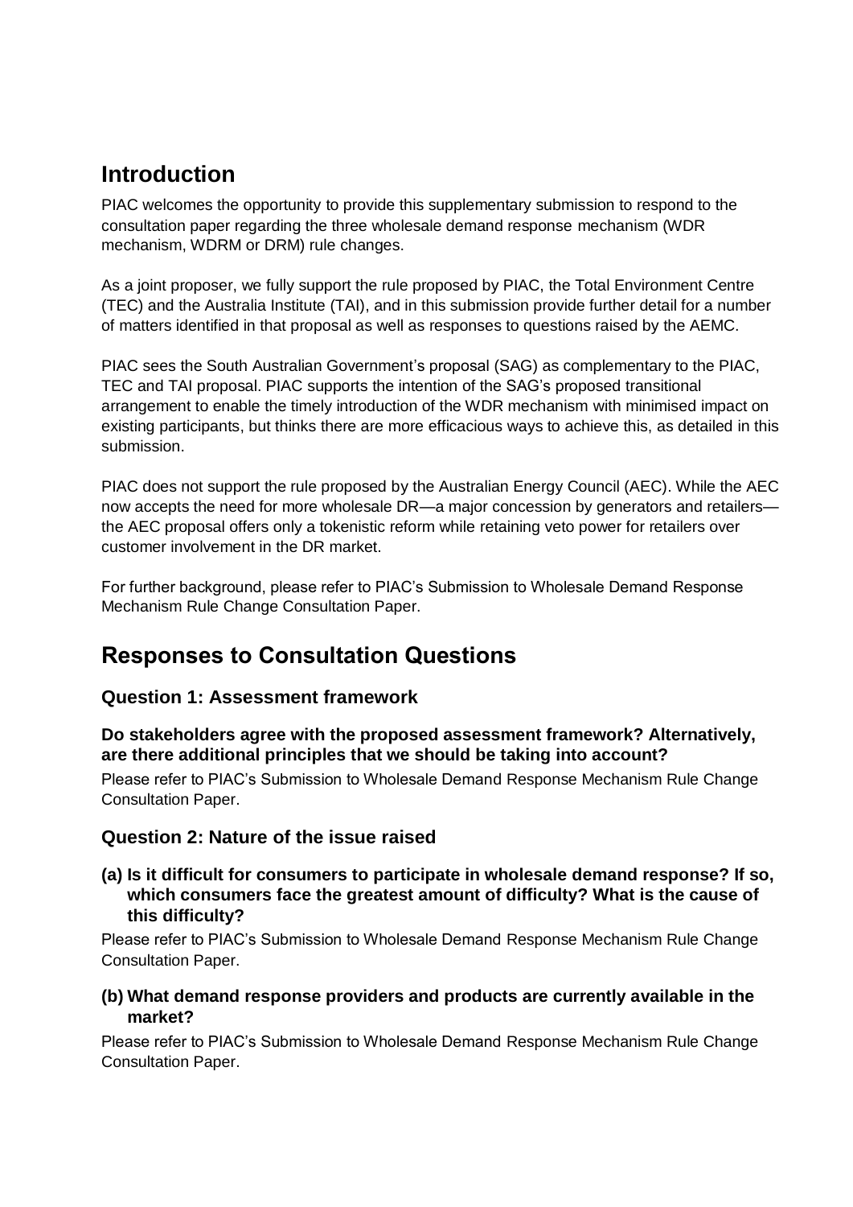## Introduction

PIAC welcomes the opportunity to provide this supplementary submission to respond to the consultation paper regarding the three wholesale demand response mechanism (WDR mechanism, WDRM or DRM) rule changes.

As a joint proposer, we fully support the rule proposed by PIAC, the Total Environment Centre (TEC) and the Australia Institute (TAI), and in this submission provide further detail for a number of matters identified in that proposal as well as responses to questions raised by the AEMC.

PIAC sees the South Australian Government's proposal (SAG) as complementary to the PIAC, TEC and TAI proposal. PIAC supports the intention of the SAG's proposed transitional arrangement to enable the timely introduction of the WDR mechanism with minimised impact on existing participants, but thinks there are more efficacious ways to achieve this, as detailed in this submission.

PIAC does not support the rule proposed by the Australian Energy Council (AEC). While the AEC now accepts the need for more wholesale DR—a major concession by generators and retailers—the AEC proposal offers only a tokenistic reform while retaining veto power for retailers over customer involvement in the DR market.

For further background, please refer to PIAC's Submission to Wholesale Demand Response Mechanism Rule Change Consultation Paper.

## Responses to Consultation Questions

### Question 1: Assessment framework

**Do stakeholders agree with the proposed assessment framework? Alternatively, are there additional principles that we should be taking into account?**

Please refer to PIAC's Submission to Wholesale Demand Response Mechanism Rule Change Consultation Paper.

### Question 2: Nature of the issue raised

**(a) Is it difficult for consumers to participate in wholesale demand response? If so, which consumers face the greatest amount of difficulty? What is the cause of this difficulty?**

Please refer to PIAC's Submission to Wholesale Demand Response Mechanism Rule Change Consultation Paper.

**(b) What demand response providers and products are currently available in the market?**

Please refer to PIAC's Submission to Wholesale Demand Response Mechanism Rule Change Consultation Paper.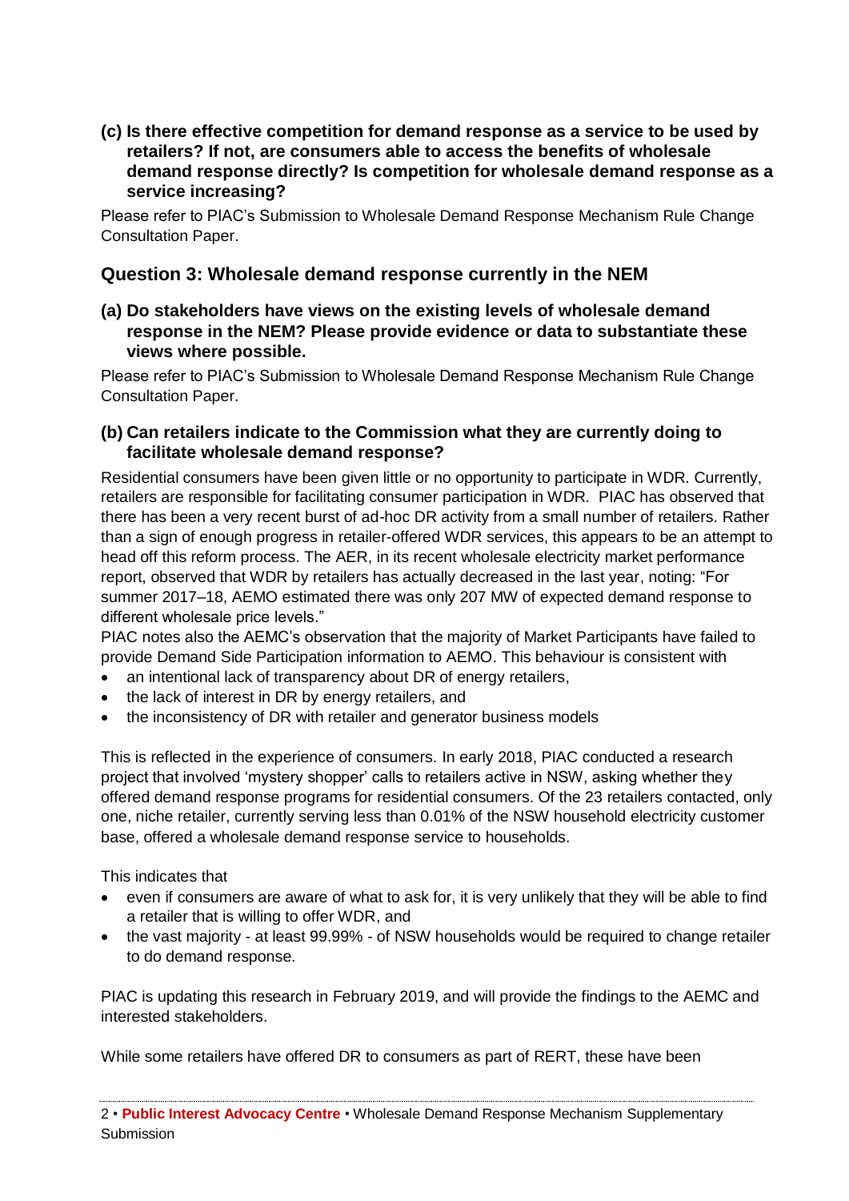**(c) Is there effective competition for demand response as a service to be used by retailers? If not, are consumers able to access the benefits of wholesale demand response directly? Is competition for wholesale demand response as a service increasing?**

Please refer to PIAC's Submission to Wholesale Demand Response Mechanism Rule Change Consultation Paper.

## Question 3: Wholesale demand response currently in the NEM

**(a) Do stakeholders have views on the existing levels of wholesale demand response in the NEM? Please provide evidence or data to substantiate these views where possible.**

Please refer to PIAC's Submission to Wholesale Demand Response Mechanism Rule Change Consultation Paper.

**(b) Can retailers indicate to the Commission what they are currently doing to facilitate wholesale demand response?**

Residential consumers have been given little or no opportunity to participate in WDR. Currently, retailers are responsible for facilitating consumer participation in WDR. PIAC has observed that there has been a very recent burst of ad-hoc DR activity from a small number of retailers. Rather than a sign of enough progress in retailer-offered WDR services, this appears to be an attempt to head off this reform process. The AER, in its recent wholesale electricity market performance report, observed that WDR by retailers has actually decreased in the last year, noting: "For summer 2017–18, AEMO estimated there was only 207 MW of expected demand response to different wholesale price levels."

PIAC notes also the AEMC's observation that the majority of Market Participants have failed to provide Demand Side Participation information to AEMO. This behaviour is consistent with

- an intentional lack of transparency about DR of energy retailers,
- the lack of interest in DR by energy retailers, and
- the inconsistency of DR with retailer and generator business models

This is reflected in the experience of consumers. In early 2018, PIAC conducted a research project that involved 'mystery shopper' calls to retailers active in NSW, asking whether they offered demand response programs for residential consumers. Of the 23 retailers contacted, only one, niche retailer, currently serving less than 0.01% of the NSW household electricity customer base, offered a wholesale demand response service to households.

This indicates that

- even if consumers are aware of what to ask for, it is very unlikely that they will be able to find a retailer that is willing to offer WDR, and
- the vast majority - at least 99.99% - of NSW households would be required to change retailer to do demand response.

PIAC is updating this research in February 2019, and will provide the findings to the AEMC and interested stakeholders.

While some retailers have offered DR to consumers as part of RERT, these have been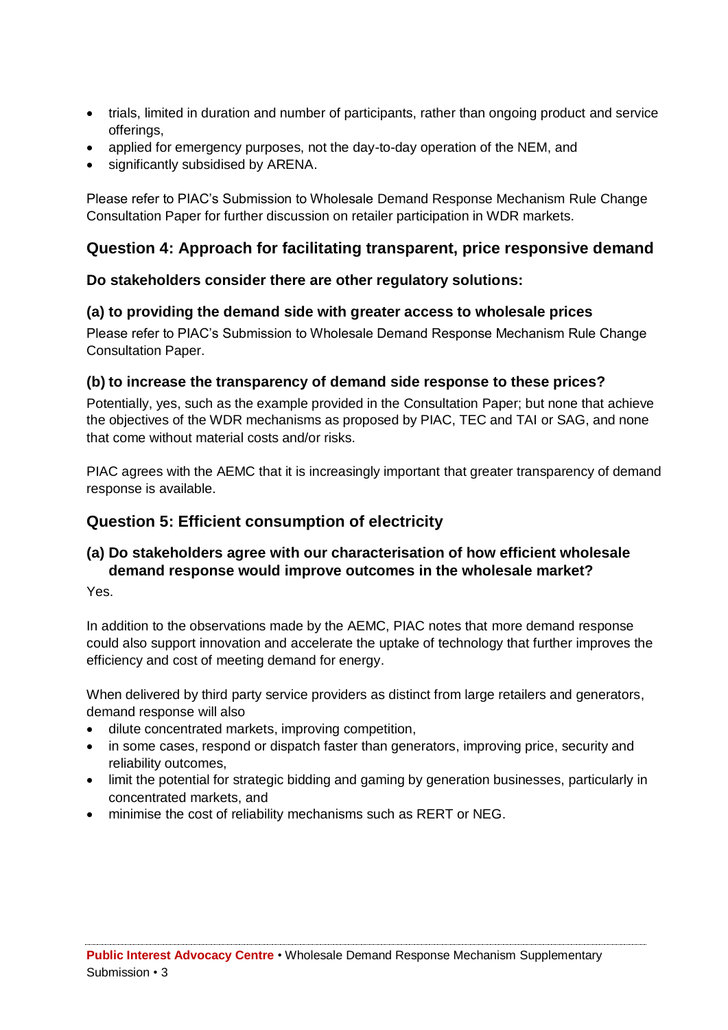- trials, limited in duration and number of participants, rather than ongoing product and service offerings,
- applied for emergency purposes, not the day-to-day operation of the NEM, and
- significantly subsidised by ARENA.

Please refer to PIAC's Submission to Wholesale Demand Response Mechanism Rule Change Consultation Paper for further discussion on retailer participation in WDR markets.

## Question 4: Approach for facilitating transparent, price responsive demand

### Do stakeholders consider there are other regulatory solutions:

### (a) to providing the demand side with greater access to wholesale prices

Please refer to PIAC's Submission to Wholesale Demand Response Mechanism Rule Change Consultation Paper.

### (b) to increase the transparency of demand side response to these prices?

Potentially, yes, such as the example provided in the Consultation Paper; but none that achieve the objectives of the WDR mechanisms as proposed by PIAC, TEC and TAI or SAG, and none that come without material costs and/or risks.

PIAC agrees with the AEMC that it is increasingly important that greater transparency of demand response is available.

## Question 5: Efficient consumption of electricity

### (a) Do stakeholders agree with our characterisation of how efficient wholesale demand response would improve outcomes in the wholesale market?

Yes.

In addition to the observations made by the AEMC, PIAC notes that more demand response could also support innovation and accelerate the uptake of technology that further improves the efficiency and cost of meeting demand for energy.

When delivered by third party service providers as distinct from large retailers and generators, demand response will also

- dilute concentrated markets, improving competition,
- in some cases, respond or dispatch faster than generators, improving price, security and reliability outcomes,
- limit the potential for strategic bidding and gaming by generation businesses, particularly in concentrated markets, and
- minimise the cost of reliability mechanisms such as RERT or NEG.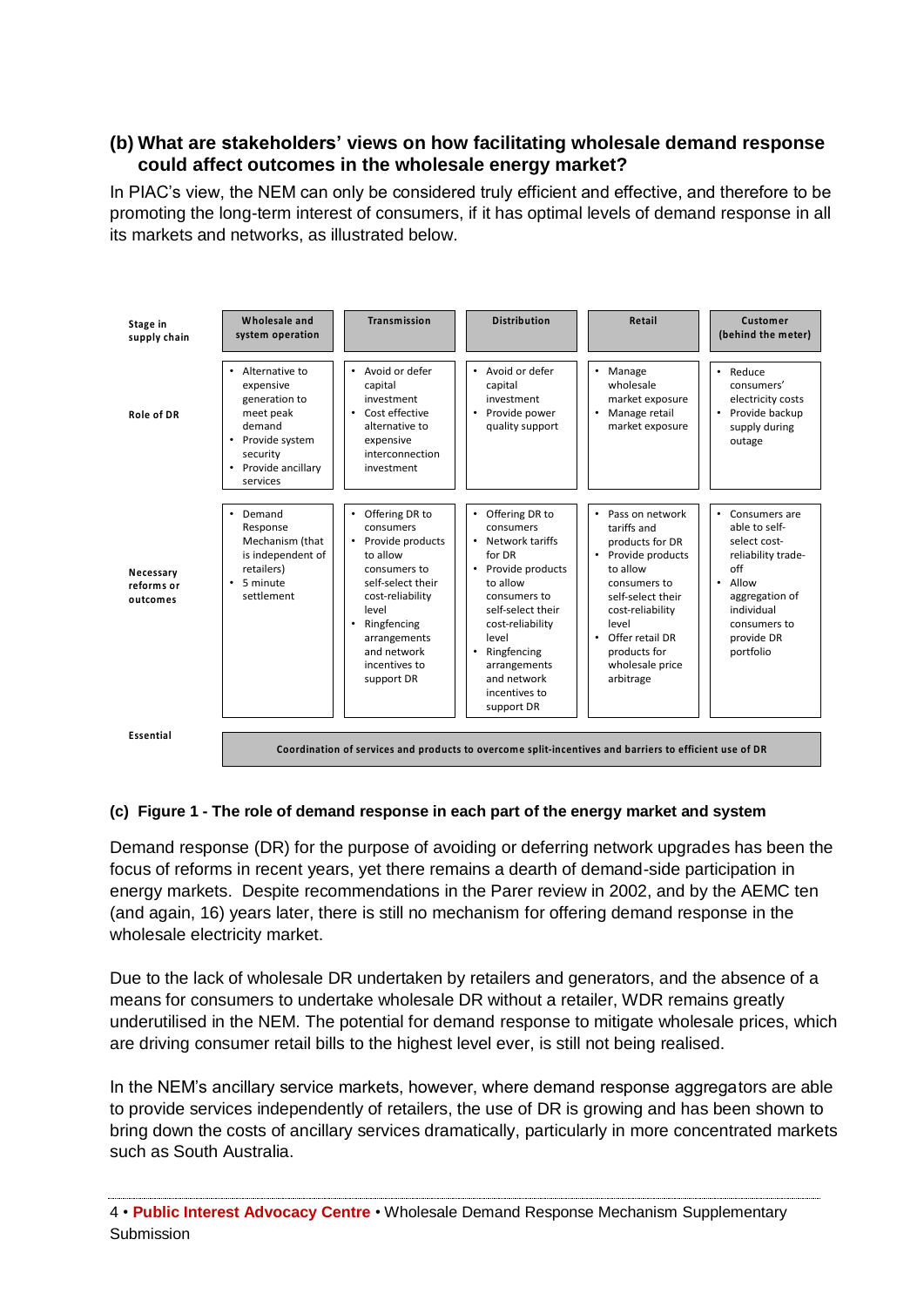### (b) What are stakeholders' views on how facilitating wholesale demand response could affect outcomes in the wholesale energy market?

In PIAC's view, the NEM can only be considered truly efficient and effective, and therefore to be promoting the long-term interest of consumers, if it has optimal levels of demand response in all its markets and networks, as illustrated below.

| Stage in supply chain | Wholesale and system operation | Transmission | Distribution | Retail | Customer (behind the meter) |
|---|---|---|---|---|---|
| Role of DR | • Alternative to expensive generation to meet peak demand<br>• Provide system security<br>• Provide ancillary services | • Avoid or defer capital investment<br>• Cost effective alternative to expensive interconnection investment | • Avoid or defer capital investment<br>• Provide power quality support | • Manage wholesale market exposure<br>• Manage retail market exposure | • Reduce consumers' electricity costs<br>• Provide backup supply during outage |
| Necessary reforms or outcomes | • Demand Response Mechanism (that is independent of retailers)<br>• 5 minute settlement | • Offering DR to consumers<br>• Provide products to allow consumers to self-select their cost-reliability level<br>• Ringfencing arrangements and network incentives to support DR | • Offering DR to consumers<br>• Network tariffs for DR<br>• Provide products to allow consumers to self-select their cost-reliability level<br>• Ringfencing arrangements and network incentives to support DR | • Pass on network tariffs and products for DR<br>• Provide products to allow consumers to self-select their cost-reliability level<br>• Offer retail DR products for wholesale price arbitrage | • Consumers are able to self-select cost-reliability trade-off<br>• Allow aggregation of individual consumers to provide DR portfolio |
| Essential | Coordination of services and products to overcome split-incentives and barriers to efficient use of DR | | | | |

**(c) Figure 1 - The role of demand response in each part of the energy market and system**

Demand response (DR) for the purpose of avoiding or deferring network upgrades has been the focus of reforms in recent years, yet there remains a dearth of demand-side participation in energy markets. Despite recommendations in the Parer review in 2002, and by the AEMC ten (and again, 16) years later, there is still no mechanism for offering demand response in the wholesale electricity market.

Due to the lack of wholesale DR undertaken by retailers and generators, and the absence of a means for consumers to undertake wholesale DR without a retailer, WDR remains greatly underutilised in the NEM. The potential for demand response to mitigate wholesale prices, which are driving consumer retail bills to the highest level ever, is still not being realised.

In the NEM's ancillary service markets, however, where demand response aggregators are able to provide services independently of retailers, the use of DR is growing and has been shown to bring down the costs of ancillary services dramatically, particularly in more concentrated markets such as South Australia.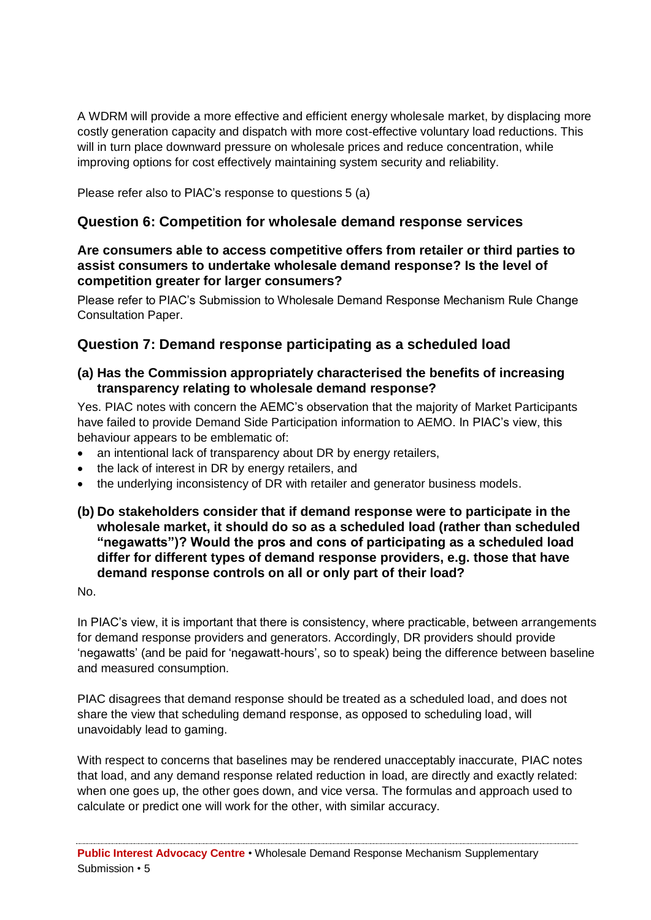A WDRM will provide a more effective and efficient energy wholesale market, by displacing more costly generation capacity and dispatch with more cost-effective voluntary load reductions. This will in turn place downward pressure on wholesale prices and reduce concentration, while improving options for cost effectively maintaining system security and reliability.

Please refer also to PIAC's response to questions 5 (a)

## Question 6: Competition for wholesale demand response services

**Are consumers able to access competitive offers from retailer or third parties to assist consumers to undertake wholesale demand response? Is the level of competition greater for larger consumers?**

Please refer to PIAC's Submission to Wholesale Demand Response Mechanism Rule Change Consultation Paper.

## Question 7: Demand response participating as a scheduled load

### (a) Has the Commission appropriately characterised the benefits of increasing transparency relating to wholesale demand response?

Yes. PIAC notes with concern the AEMC's observation that the majority of Market Participants have failed to provide Demand Side Participation information to AEMO. In PIAC's view, this behaviour appears to be emblematic of:

- an intentional lack of transparency about DR by energy retailers,
- the lack of interest in DR by energy retailers, and
- the underlying inconsistency of DR with retailer and generator business models.

### (b) Do stakeholders consider that if demand response were to participate in the wholesale market, it should do so as a scheduled load (rather than scheduled "negawatts")? Would the pros and cons of participating as a scheduled load differ for different types of demand response providers, e.g. those that have demand response controls on all or only part of their load?

No.

In PIAC's view, it is important that there is consistency, where practicable, between arrangements for demand response providers and generators. Accordingly, DR providers should provide 'negawatts' (and be paid for 'negawatt-hours', so to speak) being the difference between baseline and measured consumption.

PIAC disagrees that demand response should be treated as a scheduled load, and does not share the view that scheduling demand response, as opposed to scheduling load, will unavoidably lead to gaming.

With respect to concerns that baselines may be rendered unacceptably inaccurate, PIAC notes that load, and any demand response related reduction in load, are directly and exactly related: when one goes up, the other goes down, and vice versa. The formulas and approach used to calculate or predict one will work for the other, with similar accuracy.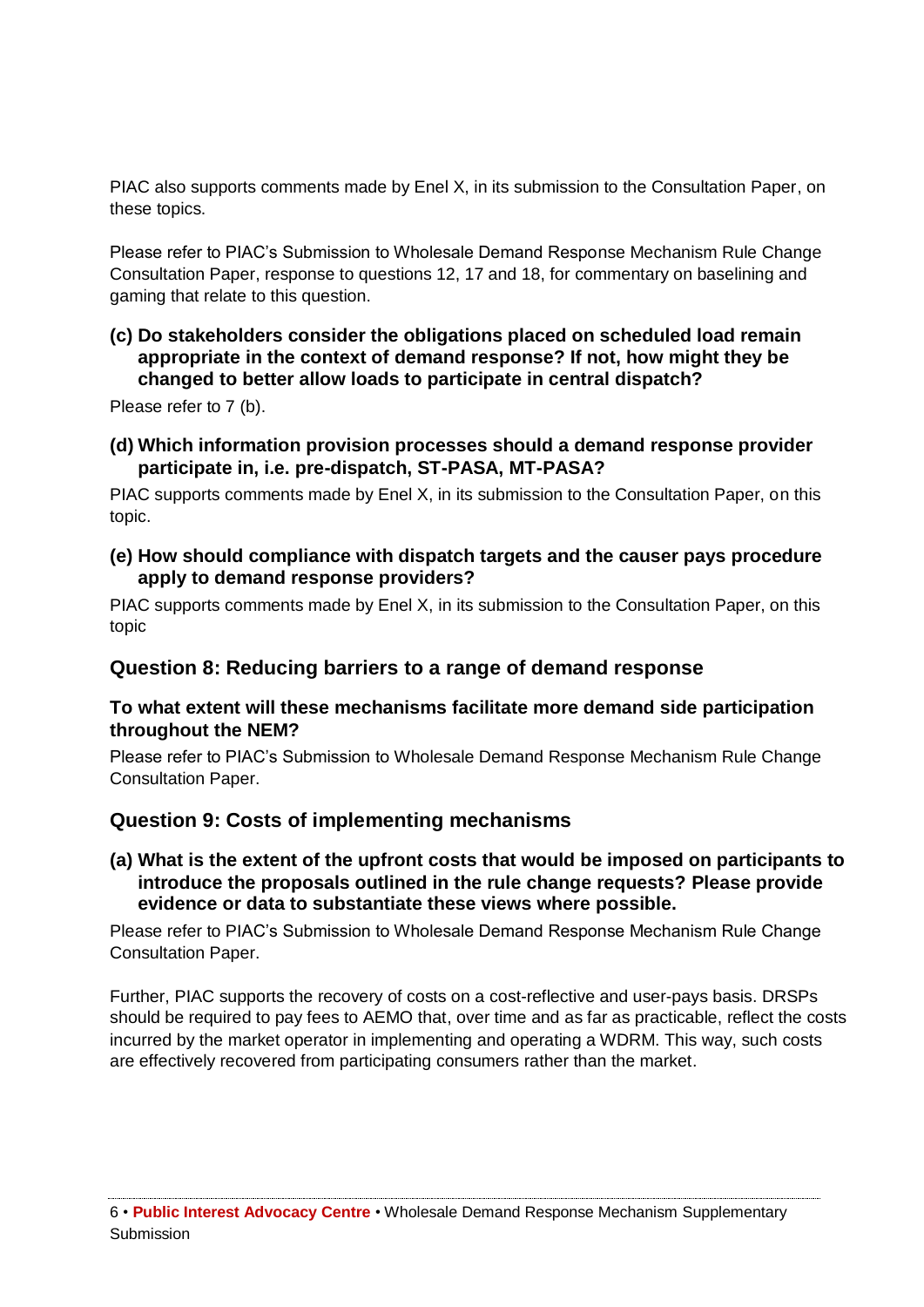PIAC also supports comments made by Enel X, in its submission to the Consultation Paper, on these topics.

Please refer to PIAC's Submission to Wholesale Demand Response Mechanism Rule Change Consultation Paper, response to questions 12, 17 and 18, for commentary on baselining and gaming that relate to this question.

**(c) Do stakeholders consider the obligations placed on scheduled load remain appropriate in the context of demand response? If not, how might they be changed to better allow loads to participate in central dispatch?**

Please refer to 7 (b).

**(d) Which information provision processes should a demand response provider participate in, i.e. pre-dispatch, ST-PASA, MT-PASA?**

PIAC supports comments made by Enel X, in its submission to the Consultation Paper, on this topic.

**(e) How should compliance with dispatch targets and the causer pays procedure apply to demand response providers?**

PIAC supports comments made by Enel X, in its submission to the Consultation Paper, on this topic

## Question 8: Reducing barriers to a range of demand response

### To what extent will these mechanisms facilitate more demand side participation throughout the NEM?

Please refer to PIAC's Submission to Wholesale Demand Response Mechanism Rule Change Consultation Paper.

## Question 9: Costs of implementing mechanisms

**(a) What is the extent of the upfront costs that would be imposed on participants to introduce the proposals outlined in the rule change requests? Please provide evidence or data to substantiate these views where possible.**

Please refer to PIAC's Submission to Wholesale Demand Response Mechanism Rule Change Consultation Paper.

Further, PIAC supports the recovery of costs on a cost-reflective and user-pays basis. DRSPs should be required to pay fees to AEMO that, over time and as far as practicable, reflect the costs incurred by the market operator in implementing and operating a WDRM. This way, such costs are effectively recovered from participating consumers rather than the market.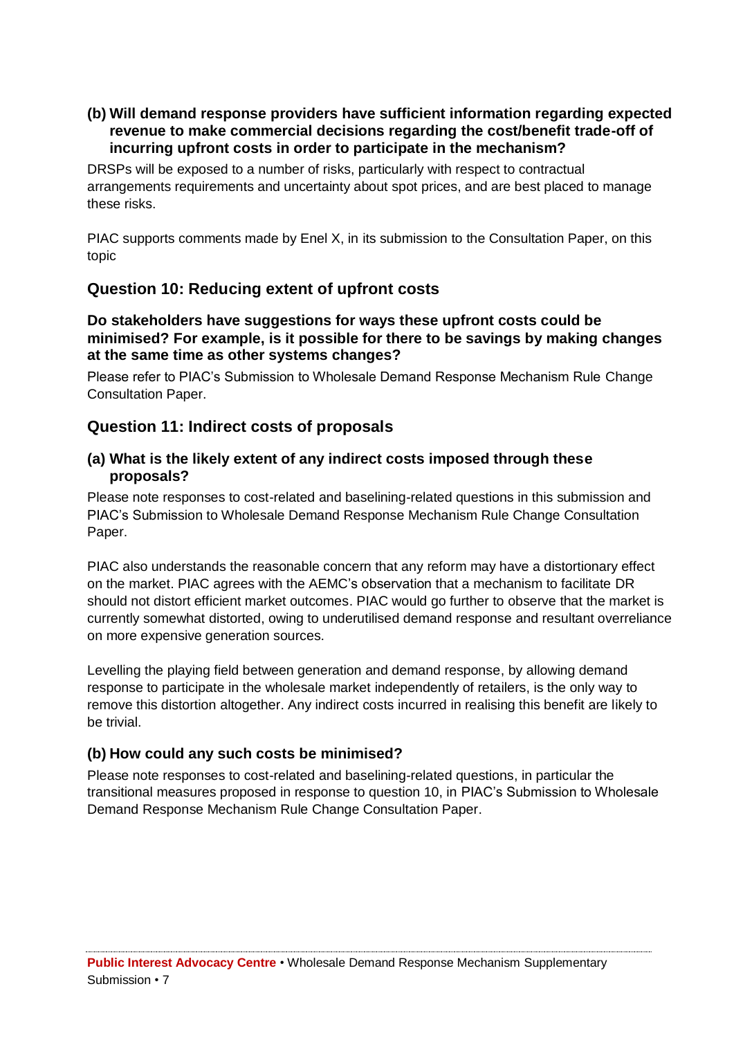### (b) Will demand response providers have sufficient information regarding expected revenue to make commercial decisions regarding the cost/benefit trade-off of incurring upfront costs in order to participate in the mechanism?

DRSPs will be exposed to a number of risks, particularly with respect to contractual arrangements requirements and uncertainty about spot prices, and are best placed to manage these risks.

PIAC supports comments made by Enel X, in its submission to the Consultation Paper, on this topic

## Question 10: Reducing extent of upfront costs

### Do stakeholders have suggestions for ways these upfront costs could be minimised? For example, is it possible for there to be savings by making changes at the same time as other systems changes?

Please refer to PIAC's Submission to Wholesale Demand Response Mechanism Rule Change Consultation Paper.

## Question 11: Indirect costs of proposals

### (a) What is the likely extent of any indirect costs imposed through these proposals?

Please note responses to cost-related and baselining-related questions in this submission and PIAC's Submission to Wholesale Demand Response Mechanism Rule Change Consultation Paper.

PIAC also understands the reasonable concern that any reform may have a distortionary effect on the market. PIAC agrees with the AEMC's observation that a mechanism to facilitate DR should not distort efficient market outcomes. PIAC would go further to observe that the market is currently somewhat distorted, owing to underutilised demand response and resultant overreliance on more expensive generation sources.

Levelling the playing field between generation and demand response, by allowing demand response to participate in the wholesale market independently of retailers, is the only way to remove this distortion altogether. Any indirect costs incurred in realising this benefit are likely to be trivial.

### (b) How could any such costs be minimised?

Please note responses to cost-related and baselining-related questions, in particular the transitional measures proposed in response to question 10, in PIAC's Submission to Wholesale Demand Response Mechanism Rule Change Consultation Paper.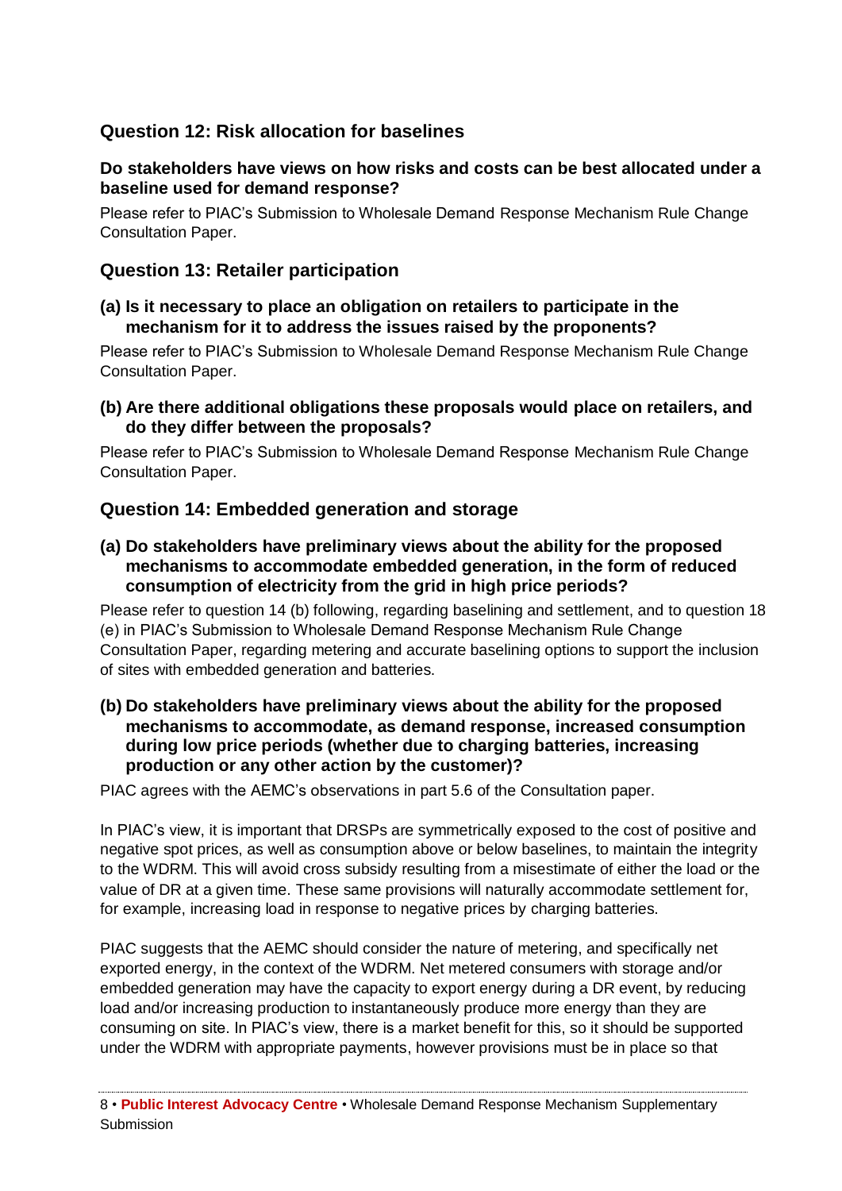## Question 12: Risk allocation for baselines

**Do stakeholders have views on how risks and costs can be best allocated under a baseline used for demand response?**

Please refer to PIAC's Submission to Wholesale Demand Response Mechanism Rule Change Consultation Paper.

## Question 13: Retailer participation

**(a) Is it necessary to place an obligation on retailers to participate in the mechanism for it to address the issues raised by the proponents?**

Please refer to PIAC's Submission to Wholesale Demand Response Mechanism Rule Change Consultation Paper.

**(b) Are there additional obligations these proposals would place on retailers, and do they differ between the proposals?**

Please refer to PIAC's Submission to Wholesale Demand Response Mechanism Rule Change Consultation Paper.

## Question 14: Embedded generation and storage

**(a) Do stakeholders have preliminary views about the ability for the proposed mechanisms to accommodate embedded generation, in the form of reduced consumption of electricity from the grid in high price periods?**

Please refer to question 14 (b) following, regarding baselining and settlement, and to question 18 (e) in PIAC's Submission to Wholesale Demand Response Mechanism Rule Change Consultation Paper, regarding metering and accurate baselining options to support the inclusion of sites with embedded generation and batteries.

**(b) Do stakeholders have preliminary views about the ability for the proposed mechanisms to accommodate, as demand response, increased consumption during low price periods (whether due to charging batteries, increasing production or any other action by the customer)?**

PIAC agrees with the AEMC's observations in part 5.6 of the Consultation paper.

In PIAC's view, it is important that DRSPs are symmetrically exposed to the cost of positive and negative spot prices, as well as consumption above or below baselines, to maintain the integrity to the WDRM. This will avoid cross subsidy resulting from a misestimate of either the load or the value of DR at a given time. These same provisions will naturally accommodate settlement for, for example, increasing load in response to negative prices by charging batteries.

PIAC suggests that the AEMC should consider the nature of metering, and specifically net exported energy, in the context of the WDRM. Net metered consumers with storage and/or embedded generation may have the capacity to export energy during a DR event, by reducing load and/or increasing production to instantaneously produce more energy than they are consuming on site. In PIAC's view, there is a market benefit for this, so it should be supported under the WDRM with appropriate payments, however provisions must be in place so that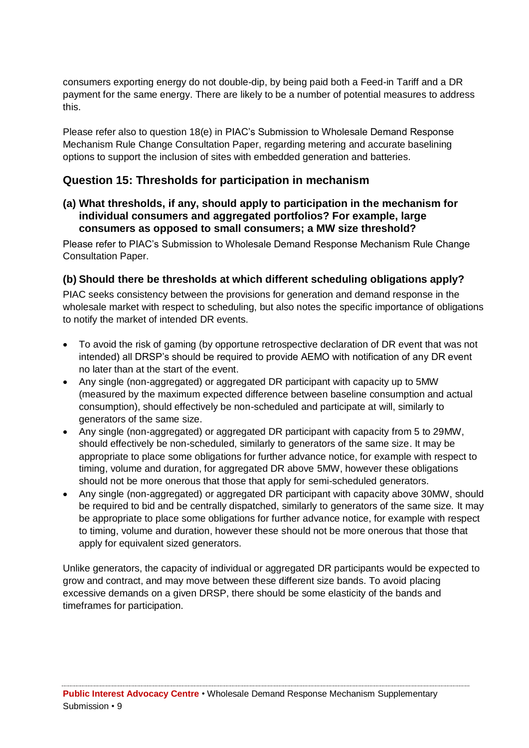consumers exporting energy do not double-dip, by being paid both a Feed-in Tariff and a DR payment for the same energy. There are likely to be a number of potential measures to address this.

Please refer also to question 18(e) in PIAC's Submission to Wholesale Demand Response Mechanism Rule Change Consultation Paper, regarding metering and accurate baselining options to support the inclusion of sites with embedded generation and batteries.

## Question 15: Thresholds for participation in mechanism

### (a) What thresholds, if any, should apply to participation in the mechanism for individual consumers and aggregated portfolios? For example, large consumers as opposed to small consumers; a MW size threshold?

Please refer to PIAC's Submission to Wholesale Demand Response Mechanism Rule Change Consultation Paper.

### (b) Should there be thresholds at which different scheduling obligations apply?

PIAC seeks consistency between the provisions for generation and demand response in the wholesale market with respect to scheduling, but also notes the specific importance of obligations to notify the market of intended DR events.

- To avoid the risk of gaming (by opportune retrospective declaration of DR event that was not intended) all DRSP's should be required to provide AEMO with notification of any DR event no later than at the start of the event.
- Any single (non-aggregated) or aggregated DR participant with capacity up to 5MW (measured by the maximum expected difference between baseline consumption and actual consumption), should effectively be non-scheduled and participate at will, similarly to generators of the same size.
- Any single (non-aggregated) or aggregated DR participant with capacity from 5 to 29MW, should effectively be non-scheduled, similarly to generators of the same size. It may be appropriate to place some obligations for further advance notice, for example with respect to timing, volume and duration, for aggregated DR above 5MW, however these obligations should not be more onerous that those that apply for semi-scheduled generators.
- Any single (non-aggregated) or aggregated DR participant with capacity above 30MW, should be required to bid and be centrally dispatched, similarly to generators of the same size. It may be appropriate to place some obligations for further advance notice, for example with respect to timing, volume and duration, however these should not be more onerous that those that apply for equivalent sized generators.

Unlike generators, the capacity of individual or aggregated DR participants would be expected to grow and contract, and may move between these different size bands. To avoid placing excessive demands on a given DRSP, there should be some elasticity of the bands and timeframes for participation.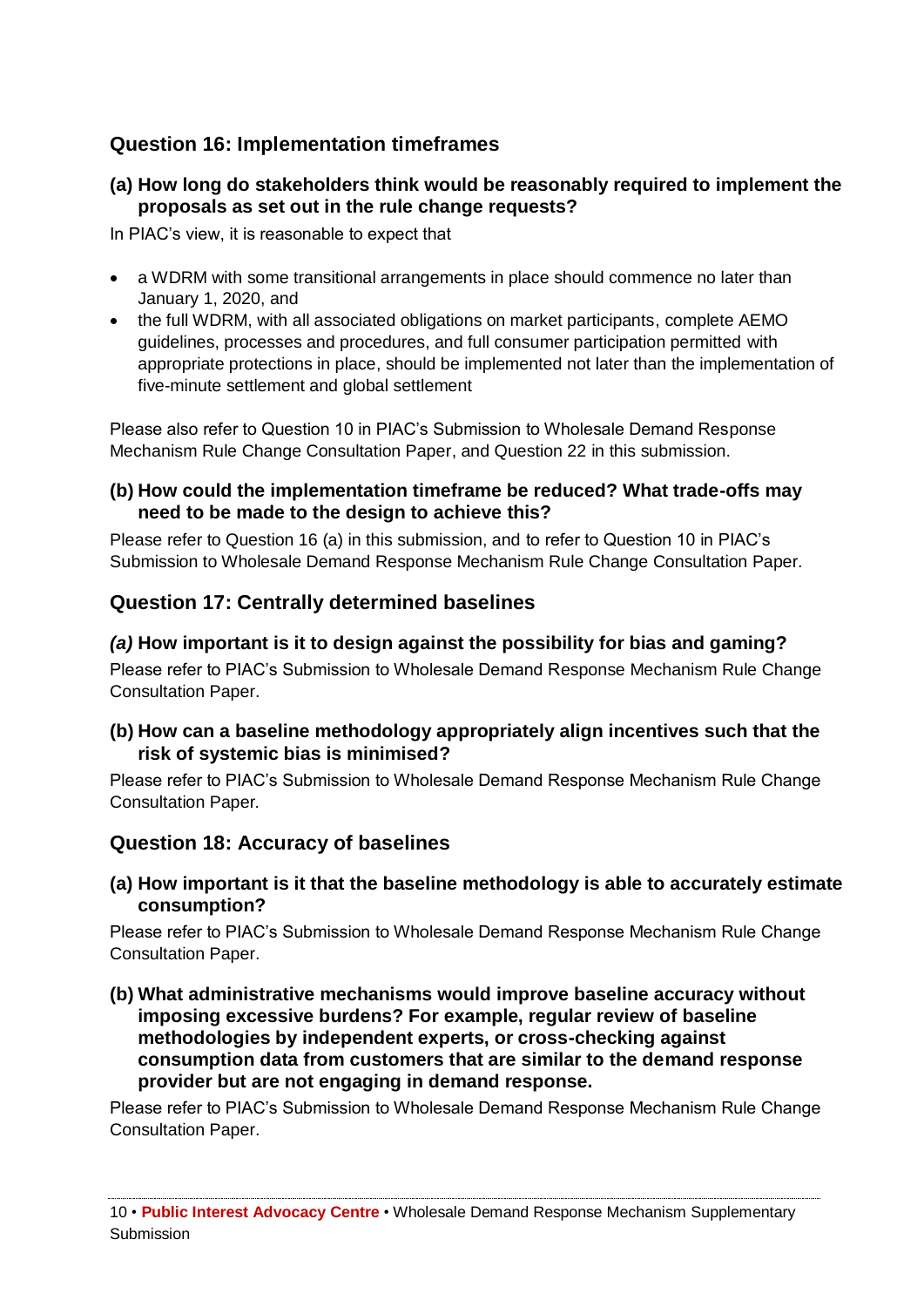## Question 16: Implementation timeframes

### (a) How long do stakeholders think would be reasonably required to implement the proposals as set out in the rule change requests?

In PIAC's view, it is reasonable to expect that

- a WDRM with some transitional arrangements in place should commence no later than January 1, 2020, and
- the full WDRM, with all associated obligations on market participants, complete AEMO guidelines, processes and procedures, and full consumer participation permitted with appropriate protections in place, should be implemented not later than the implementation of five-minute settlement and global settlement

Please also refer to Question 10 in PIAC's Submission to Wholesale Demand Response Mechanism Rule Change Consultation Paper, and Question 22 in this submission.

### (b) How could the implementation timeframe be reduced? What trade-offs may need to be made to the design to achieve this?

Please refer to Question 16 (a) in this submission, and to refer to Question 10 in PIAC's Submission to Wholesale Demand Response Mechanism Rule Change Consultation Paper.

## Question 17: Centrally determined baselines

### *(a)* How important is it to design against the possibility for bias and gaming?

Please refer to PIAC's Submission to Wholesale Demand Response Mechanism Rule Change Consultation Paper.

### (b) How can a baseline methodology appropriately align incentives such that the risk of systemic bias is minimised?

Please refer to PIAC's Submission to Wholesale Demand Response Mechanism Rule Change Consultation Paper.

## Question 18: Accuracy of baselines

### (a) How important is it that the baseline methodology is able to accurately estimate consumption?

Please refer to PIAC's Submission to Wholesale Demand Response Mechanism Rule Change Consultation Paper.

### (b) What administrative mechanisms would improve baseline accuracy without imposing excessive burdens? For example, regular review of baseline methodologies by independent experts, or cross-checking against consumption data from customers that are similar to the demand response provider but are not engaging in demand response.

Please refer to PIAC's Submission to Wholesale Demand Response Mechanism Rule Change Consultation Paper.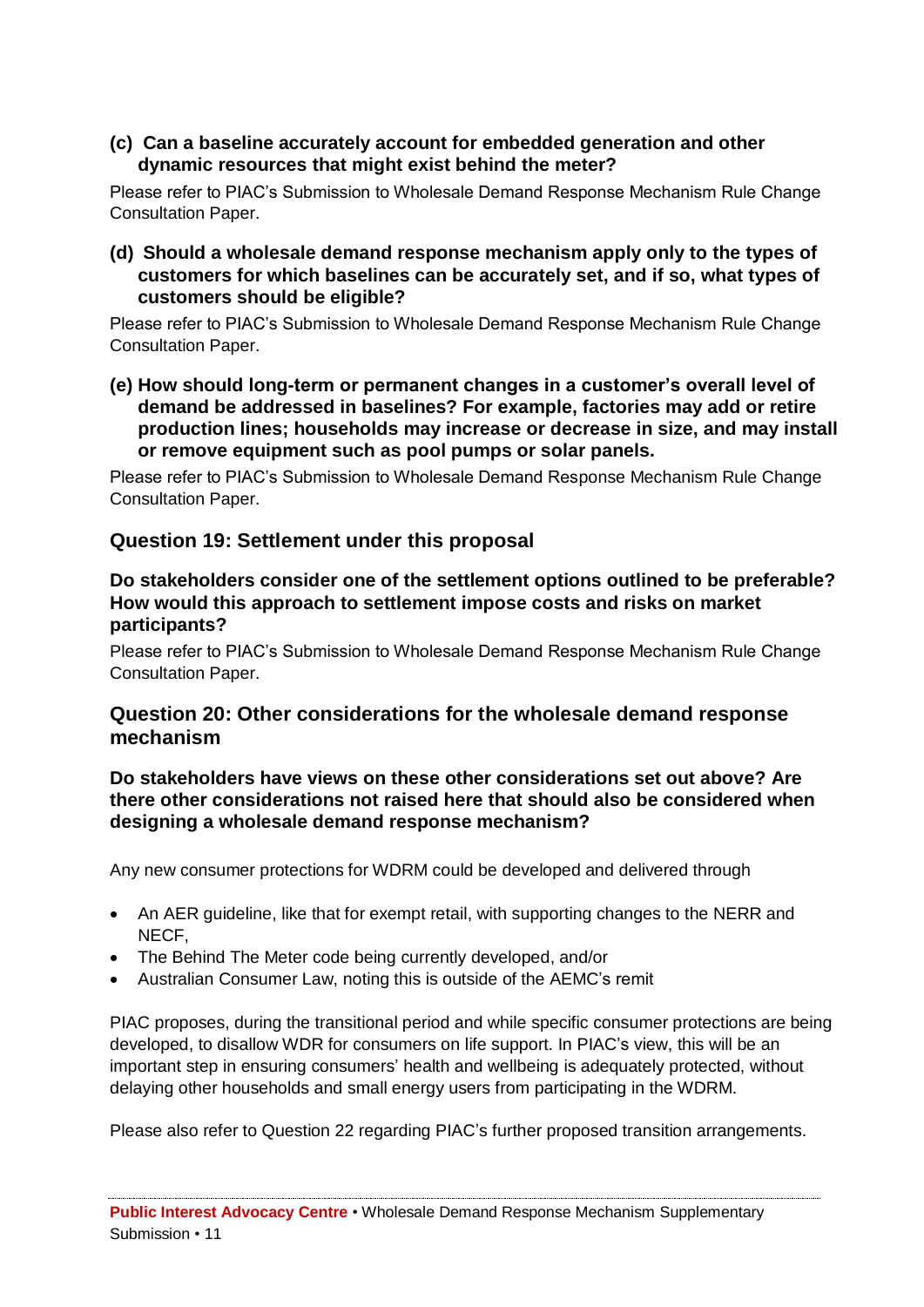**(c) Can a baseline accurately account for embedded generation and other dynamic resources that might exist behind the meter?**

Please refer to PIAC's Submission to Wholesale Demand Response Mechanism Rule Change Consultation Paper.

**(d) Should a wholesale demand response mechanism apply only to the types of customers for which baselines can be accurately set, and if so, what types of customers should be eligible?**

Please refer to PIAC's Submission to Wholesale Demand Response Mechanism Rule Change Consultation Paper.

**(e) How should long-term or permanent changes in a customer's overall level of demand be addressed in baselines? For example, factories may add or retire production lines; households may increase or decrease in size, and may install or remove equipment such as pool pumps or solar panels.**

Please refer to PIAC's Submission to Wholesale Demand Response Mechanism Rule Change Consultation Paper.

## Question 19: Settlement under this proposal

**Do stakeholders consider one of the settlement options outlined to be preferable? How would this approach to settlement impose costs and risks on market participants?**

Please refer to PIAC's Submission to Wholesale Demand Response Mechanism Rule Change Consultation Paper.

## Question 20: Other considerations for the wholesale demand response mechanism

**Do stakeholders have views on these other considerations set out above? Are there other considerations not raised here that should also be considered when designing a wholesale demand response mechanism?**

Any new consumer protections for WDRM could be developed and delivered through

- An AER guideline, like that for exempt retail, with supporting changes to the NERR and NECF,
- The Behind The Meter code being currently developed, and/or
- Australian Consumer Law, noting this is outside of the AEMC's remit

PIAC proposes, during the transitional period and while specific consumer protections are being developed, to disallow WDR for consumers on life support. In PIAC's view, this will be an important step in ensuring consumers' health and wellbeing is adequately protected, without delaying other households and small energy users from participating in the WDRM.

Please also refer to Question 22 regarding PIAC's further proposed transition arrangements.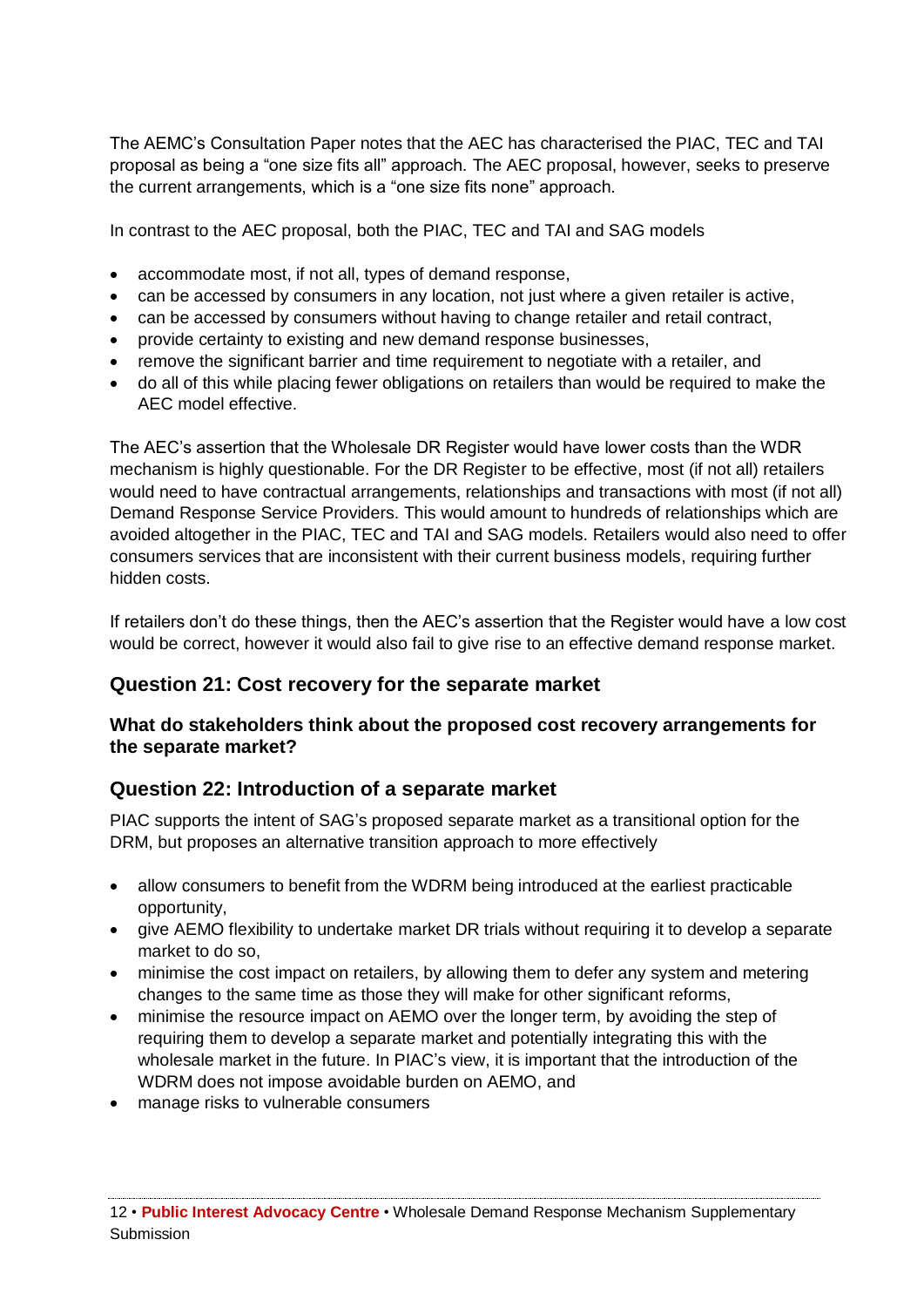The AEMC's Consultation Paper notes that the AEC has characterised the PIAC, TEC and TAI proposal as being a "one size fits all" approach. The AEC proposal, however, seeks to preserve the current arrangements, which is a "one size fits none" approach.

In contrast to the AEC proposal, both the PIAC, TEC and TAI and SAG models

- accommodate most, if not all, types of demand response,
- can be accessed by consumers in any location, not just where a given retailer is active,
- can be accessed by consumers without having to change retailer and retail contract,
- provide certainty to existing and new demand response businesses,
- remove the significant barrier and time requirement to negotiate with a retailer, and
- do all of this while placing fewer obligations on retailers than would be required to make the AEC model effective.

The AEC's assertion that the Wholesale DR Register would have lower costs than the WDR mechanism is highly questionable. For the DR Register to be effective, most (if not all) retailers would need to have contractual arrangements, relationships and transactions with most (if not all) Demand Response Service Providers. This would amount to hundreds of relationships which are avoided altogether in the PIAC, TEC and TAI and SAG models. Retailers would also need to offer consumers services that are inconsistent with their current business models, requiring further hidden costs.

If retailers don't do these things, then the AEC's assertion that the Register would have a low cost would be correct, however it would also fail to give rise to an effective demand response market.

## Question 21: Cost recovery for the separate market

**What do stakeholders think about the proposed cost recovery arrangements for the separate market?**

## Question 22: Introduction of a separate market

PIAC supports the intent of SAG's proposed separate market as a transitional option for the DRM, but proposes an alternative transition approach to more effectively

- allow consumers to benefit from the WDRM being introduced at the earliest practicable opportunity,
- give AEMO flexibility to undertake market DR trials without requiring it to develop a separate market to do so,
- minimise the cost impact on retailers, by allowing them to defer any system and metering changes to the same time as those they will make for other significant reforms,
- minimise the resource impact on AEMO over the longer term, by avoiding the step of requiring them to develop a separate market and potentially integrating this with the wholesale market in the future. In PIAC's view, it is important that the introduction of the WDRM does not impose avoidable burden on AEMO, and
- manage risks to vulnerable consumers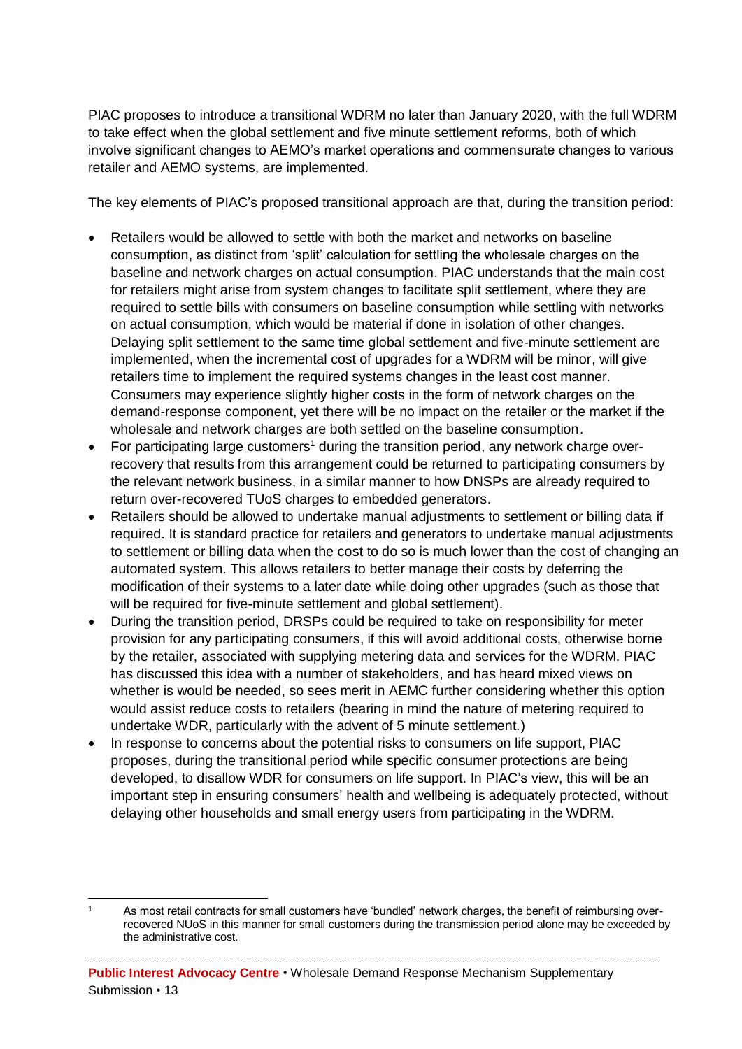PIAC proposes to introduce a transitional WDRM no later than January 2020, with the full WDRM to take effect when the global settlement and five minute settlement reforms, both of which involve significant changes to AEMO's market operations and commensurate changes to various retailer and AEMO systems, are implemented.

The key elements of PIAC's proposed transitional approach are that, during the transition period:

- Retailers would be allowed to settle with both the market and networks on baseline consumption, as distinct from 'split' calculation for settling the wholesale charges on the baseline and network charges on actual consumption. PIAC understands that the main cost for retailers might arise from system changes to facilitate split settlement, where they are required to settle bills with consumers on baseline consumption while settling with networks on actual consumption, which would be material if done in isolation of other changes. Delaying split settlement to the same time global settlement and five-minute settlement are implemented, when the incremental cost of upgrades for a WDRM will be minor, will give retailers time to implement the required systems changes in the least cost manner. Consumers may experience slightly higher costs in the form of network charges on the demand-response component, yet there will be no impact on the retailer or the market if the wholesale and network charges are both settled on the baseline consumption.
- For participating large customers[1] during the transition period, any network charge over-recovery that results from this arrangement could be returned to participating consumers by the relevant network business, in a similar manner to how DNSPs are already required to return over-recovered TUoS charges to embedded generators.
- Retailers should be allowed to undertake manual adjustments to settlement or billing data if required. It is standard practice for retailers and generators to undertake manual adjustments to settlement or billing data when the cost to do so is much lower than the cost of changing an automated system. This allows retailers to better manage their costs by deferring the modification of their systems to a later date while doing other upgrades (such as those that will be required for five-minute settlement and global settlement).
- During the transition period, DRSPs could be required to take on responsibility for meter provision for any participating consumers, if this will avoid additional costs, otherwise borne by the retailer, associated with supplying metering data and services for the WDRM. PIAC has discussed this idea with a number of stakeholders, and has heard mixed views on whether is would be needed, so sees merit in AEMC further considering whether this option would assist reduce costs to retailers (bearing in mind the nature of metering required to undertake WDR, particularly with the advent of 5 minute settlement.)
- In response to concerns about the potential risks to consumers on life support, PIAC proposes, during the transitional period while specific consumer protections are being developed, to disallow WDR for consumers on life support. In PIAC's view, this will be an important step in ensuring consumers' health and wellbeing is adequately protected, without delaying other households and small energy users from participating in the WDRM.

[1] As most retail contracts for small customers have 'bundled' network charges, the benefit of reimbursing over-recovered NUoS in this manner for small customers during the transmission period alone may be exceeded by the administrative cost.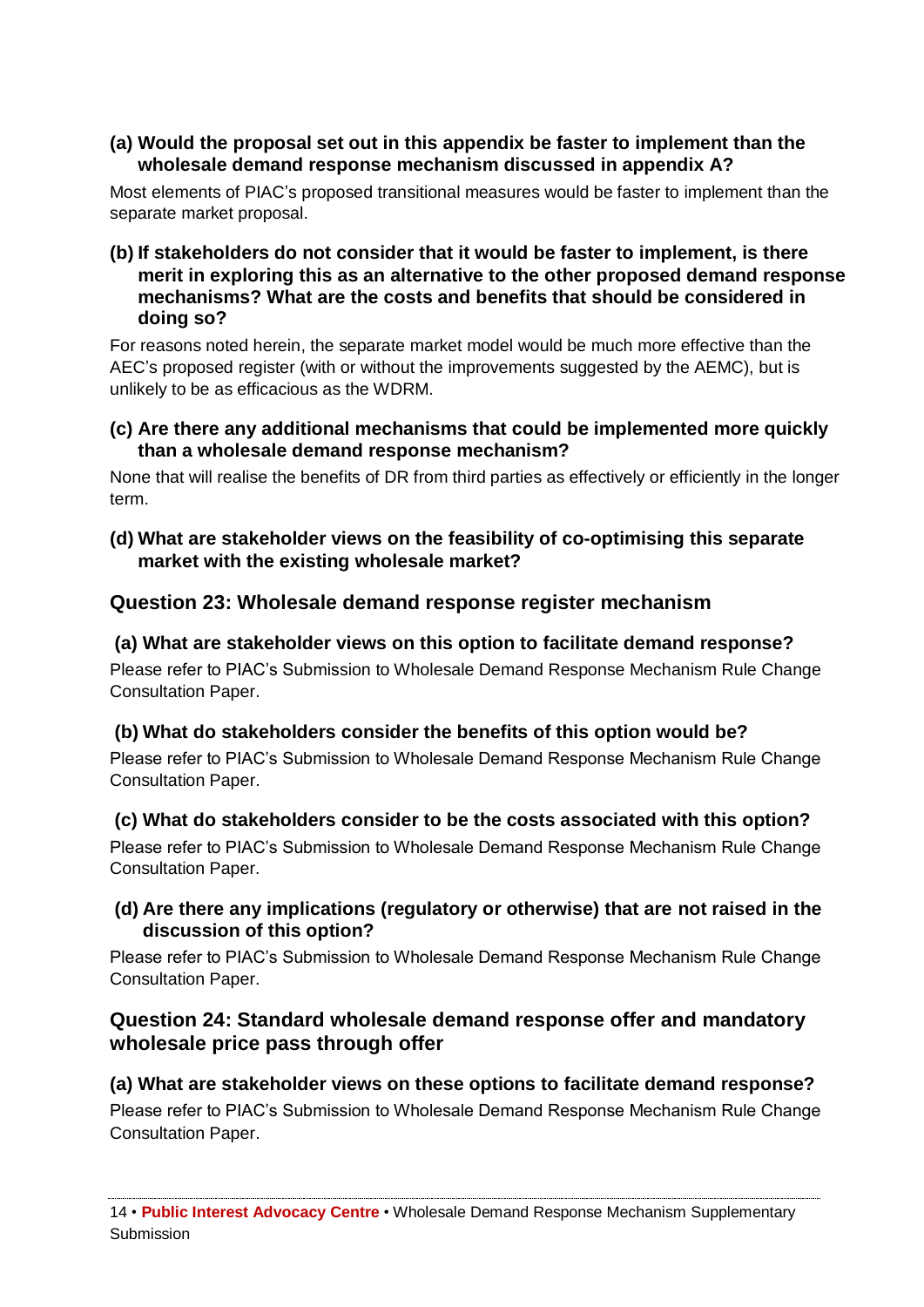**(a) Would the proposal set out in this appendix be faster to implement than the wholesale demand response mechanism discussed in appendix A?**

Most elements of PIAC's proposed transitional measures would be faster to implement than the separate market proposal.

**(b) If stakeholders do not consider that it would be faster to implement, is there merit in exploring this as an alternative to the other proposed demand response mechanisms? What are the costs and benefits that should be considered in doing so?**

For reasons noted herein, the separate market model would be much more effective than the AEC's proposed register (with or without the improvements suggested by the AEMC), but is unlikely to be as efficacious as the WDRM.

**(c) Are there any additional mechanisms that could be implemented more quickly than a wholesale demand response mechanism?**

None that will realise the benefits of DR from third parties as effectively or efficiently in the longer term.

**(d) What are stakeholder views on the feasibility of co-optimising this separate market with the existing wholesale market?**

### Question 23: Wholesale demand response register mechanism

**(a) What are stakeholder views on this option to facilitate demand response?**

Please refer to PIAC's Submission to Wholesale Demand Response Mechanism Rule Change Consultation Paper.

**(b) What do stakeholders consider the benefits of this option would be?**

Please refer to PIAC's Submission to Wholesale Demand Response Mechanism Rule Change Consultation Paper.

**(c) What do stakeholders consider to be the costs associated with this option?**

Please refer to PIAC's Submission to Wholesale Demand Response Mechanism Rule Change Consultation Paper.

**(d) Are there any implications (regulatory or otherwise) that are not raised in the discussion of this option?**

Please refer to PIAC's Submission to Wholesale Demand Response Mechanism Rule Change Consultation Paper.

### Question 24: Standard wholesale demand response offer and mandatory wholesale price pass through offer

**(a) What are stakeholder views on these options to facilitate demand response?**

Please refer to PIAC's Submission to Wholesale Demand Response Mechanism Rule Change Consultation Paper.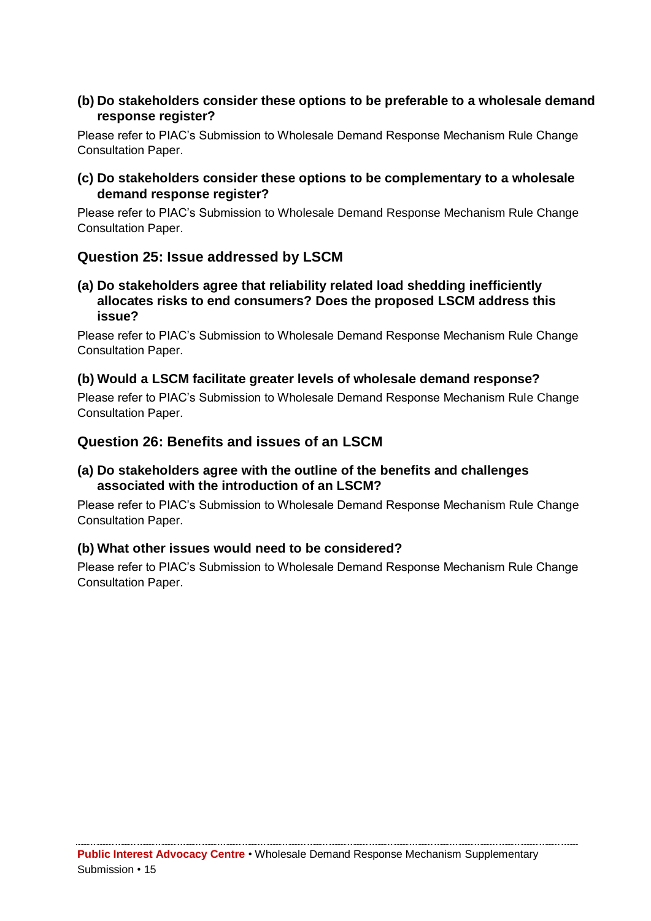**(b) Do stakeholders consider these options to be preferable to a wholesale demand response register?**

Please refer to PIAC's Submission to Wholesale Demand Response Mechanism Rule Change Consultation Paper.

**(c) Do stakeholders consider these options to be complementary to a wholesale demand response register?**

Please refer to PIAC's Submission to Wholesale Demand Response Mechanism Rule Change Consultation Paper.

## Question 25: Issue addressed by LSCM

**(a) Do stakeholders agree that reliability related load shedding inefficiently allocates risks to end consumers? Does the proposed LSCM address this issue?**

Please refer to PIAC's Submission to Wholesale Demand Response Mechanism Rule Change Consultation Paper.

**(b) Would a LSCM facilitate greater levels of wholesale demand response?**

Please refer to PIAC's Submission to Wholesale Demand Response Mechanism Rule Change Consultation Paper.

## Question 26: Benefits and issues of an LSCM

**(a) Do stakeholders agree with the outline of the benefits and challenges associated with the introduction of an LSCM?**

Please refer to PIAC's Submission to Wholesale Demand Response Mechanism Rule Change Consultation Paper.

**(b) What other issues would need to be considered?**

Please refer to PIAC's Submission to Wholesale Demand Response Mechanism Rule Change Consultation Paper.